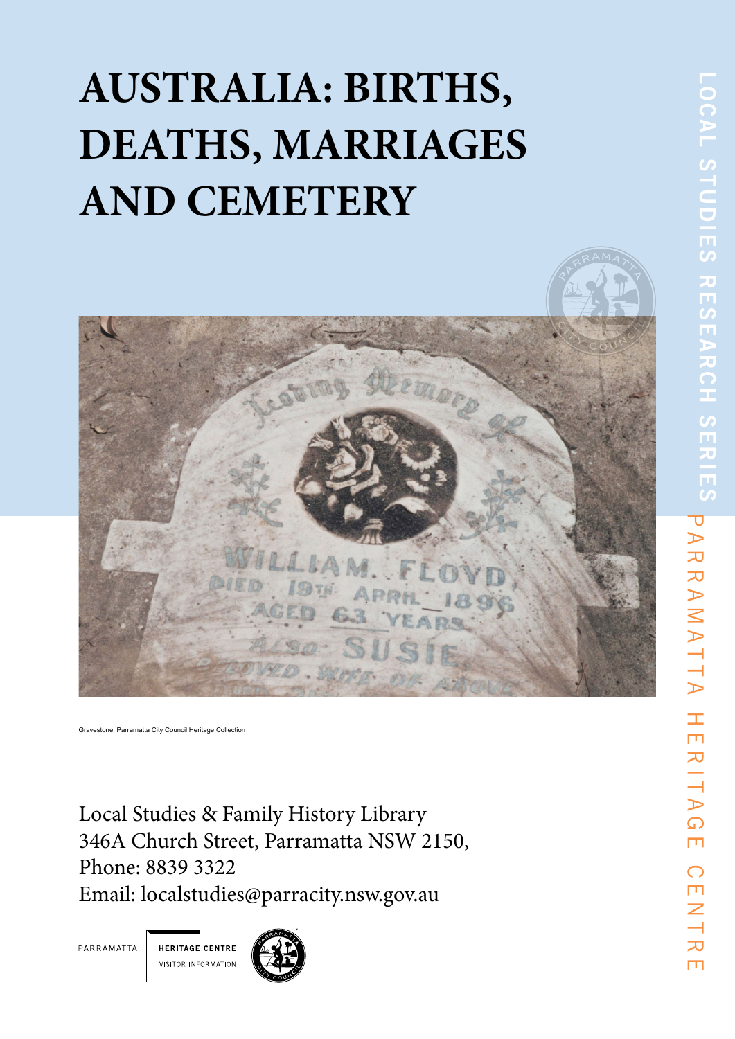# AUSTRALIA: BIRTHS, DEATHS, MARRIAGES AND CEMETERY

Gravestone, Parramatta City Council Heritage Collection

Local Studies & Family History Library
346A Church Street, Parramatta NSW 2150,
Phone: 8839 3322
Email: localstudies@parracity.nsw.gov.au

PARRAMATTA HERITAGE CENTRE VISITOR INFORMATION

LOCAL STUDIES RESEARCH SERIES

PARRAMATTA HERITAGE CENTRE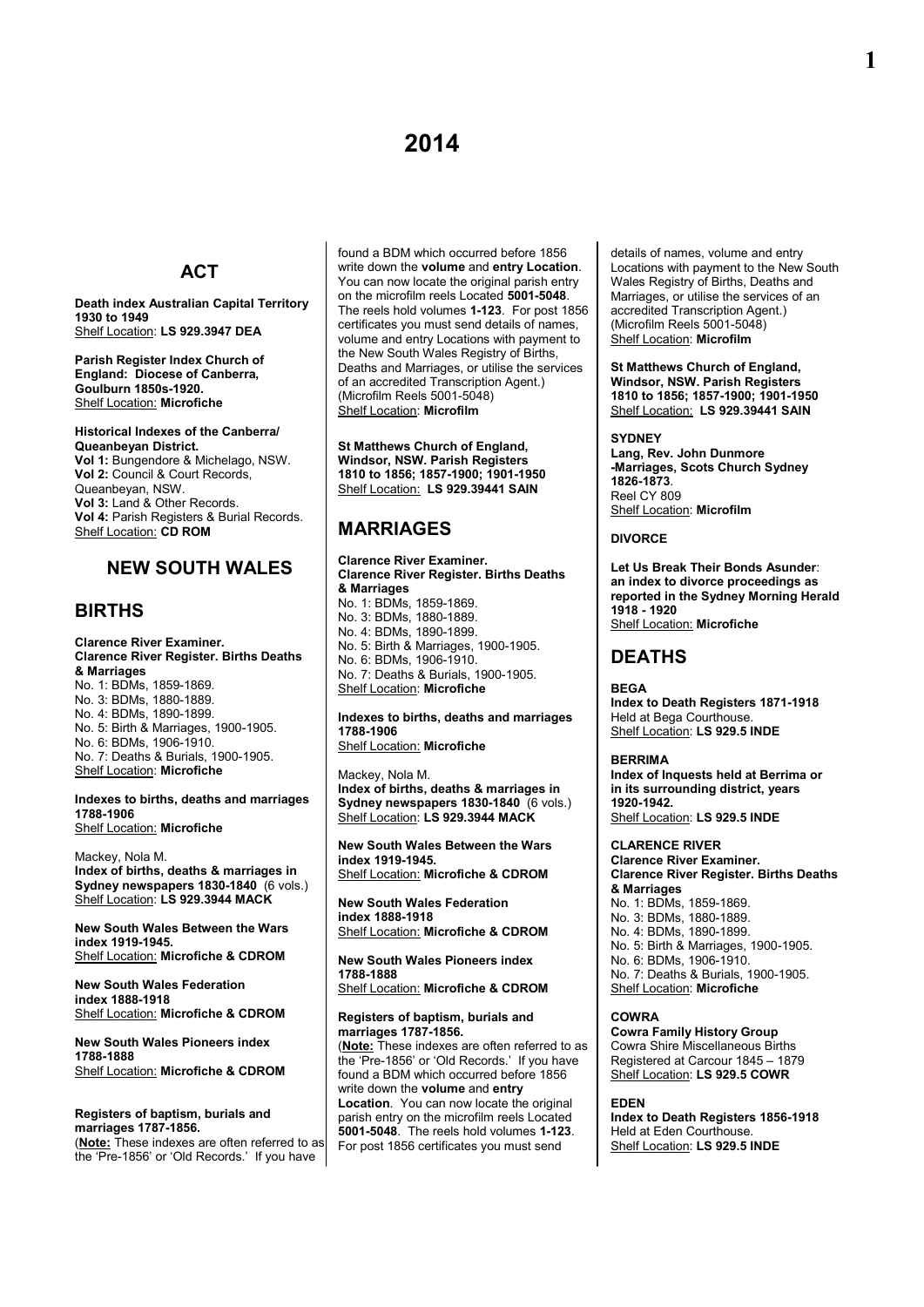# 2014

## ACT

**Death index Australian Capital Territory 1930 to 1949**
Shelf Location: **LS 929.3947 DEA**

**Parish Register Index Church of England: Diocese of Canberra, Goulburn 1850s-1920.**
Shelf Location: **Microfiche**

**Historical Indexes of the Canberra/ Queanbeyan District.**
**Vol 1:** Bungendore & Michelago, NSW.
**Vol 2:** Council & Court Records, Queanbeyan, NSW.
**Vol 3:** Land & Other Records.
**Vol 4:** Parish Registers & Burial Records.
Shelf Location: **CD ROM**

## NEW SOUTH WALES

## BIRTHS

**Clarence River Examiner.**
**Clarence River Register. Births Deaths & Marriages**
No. 1: BDMs, 1859-1869.
No. 3: BDMs, 1880-1889.
No. 4: BDMs, 1890-1899.
No. 5: Birth & Marriages, 1900-1905.
No. 6: BDMs, 1906-1910.
No. 7: Deaths & Burials, 1900-1905.
Shelf Location: **Microfiche**

**Indexes to births, deaths and marriages 1788-1906**
Shelf Location: **Microfiche**

Mackey, Nola M.
**Index of births, deaths & marriages in Sydney newspapers 1830-1840** (6 vols.)
Shelf Location: **LS 929.3944 MACK**

**New South Wales Between the Wars index 1919-1945.**
Shelf Location: **Microfiche & CDROM**

**New South Wales Federation index 1888-1918**
Shelf Location: **Microfiche & CDROM**

**New South Wales Pioneers index 1788-1888**
Shelf Location: **Microfiche & CDROM**

**Registers of baptism, burials and marriages 1787-1856.**
(**Note:** These indexes are often referred to as the 'Pre-1856' or 'Old Records.' If you have found a BDM which occurred before 1856 write down the **volume** and **entry Location**. You can now locate the original parish entry on the microfilm reels Located **5001-5048**. The reels hold volumes **1-123**. For post 1856 certificates you must send details of names, volume and entry Locations with payment to the New South Wales Registry of Births, Deaths and Marriages, or utilise the services of an accredited Transcription Agent.) (Microfilm Reels 5001-5048)
Shelf Location: **Microfilm**

**St Matthews Church of England, Windsor, NSW. Parish Registers 1810 to 1856; 1857-1900; 1901-1950**
Shelf Location: **LS 929.39441 SAIN**

## MARRIAGES

**Clarence River Examiner.**
**Clarence River Register. Births Deaths & Marriages**
No. 1: BDMs, 1859-1869.
No. 3: BDMs, 1880-1889.
No. 4: BDMs, 1890-1899.
No. 5: Birth & Marriages, 1900-1905.
No. 6: BDMs, 1906-1910.
No. 7: Deaths & Burials, 1900-1905.
Shelf Location: **Microfiche**

**Indexes to births, deaths and marriages 1788-1906**
Shelf Location: **Microfiche**

Mackey, Nola M.
**Index of births, deaths & marriages in Sydney newspapers 1830-1840** (6 vols.)
Shelf Location: **LS 929.3944 MACK**

**New South Wales Between the Wars index 1919-1945.**
Shelf Location: **Microfiche & CDROM**

**New South Wales Federation index 1888-1918**
Shelf Location: **Microfiche & CDROM**

**New South Wales Pioneers index 1788-1888**
Shelf Location: **Microfiche & CDROM**

**Registers of baptism, burials and marriages 1787-1856.**
(**Note:** These indexes are often referred to as the 'Pre-1856' or 'Old Records.' If you have found a BDM which occurred before 1856 write down the **volume** and **entry Location**. You can now locate the original parish entry on the microfilm reels Located **5001-5048**. The reels hold volumes **1-123**. For post 1856 certificates you must send details of names, volume and entry Locations with payment to the New South Wales Registry of Births, Deaths and Marriages, or utilise the services of an accredited Transcription Agent.) (Microfilm Reels 5001-5048)
Shelf Location: **Microfilm**

**St Matthews Church of England, Windsor, NSW. Parish Registers 1810 to 1856; 1857-1900; 1901-1950**
Shelf Location: **LS 929.39441 SAIN**

**SYDNEY**
**Lang, Rev. John Dunmore -Marriages, Scots Church Sydney 1826-1873**.
Reel CY 809
Shelf Location: **Microfilm**

**DIVORCE**

**Let Us Break Their Bonds Asunder**: **an index to divorce proceedings as reported in the Sydney Morning Herald 1918 - 1920**
Shelf Location: **Microfiche**

## DEATHS

**BEGA**
**Index to Death Registers 1871-1918**
Held at Bega Courthouse.
Shelf Location: **LS 929.5 INDE**

**BERRIMA**
**Index of Inquests held at Berrima or in its surrounding district, years 1920-1942.**
Shelf Location: **LS 929.5 INDE**

**CLARENCE RIVER**
**Clarence River Examiner.**
**Clarence River Register. Births Deaths & Marriages**
No. 1: BDMs, 1859-1869.
No. 3: BDMs, 1880-1889.
No. 4: BDMs, 1890-1899.
No. 5: Birth & Marriages, 1900-1905.
No. 6: BDMs, 1906-1910.
No. 7: Deaths & Burials, 1900-1905.
Shelf Location: **Microfiche**

**COWRA**
**Cowra Family History Group**
Cowra Shire Miscellaneous Births Registered at Carcour 1845 – 1879
Shelf Location: **LS 929.5 COWR**

**EDEN**
**Index to Death Registers 1856-1918**
Held at Eden Courthouse.
Shelf Location: **LS 929.5 INDE**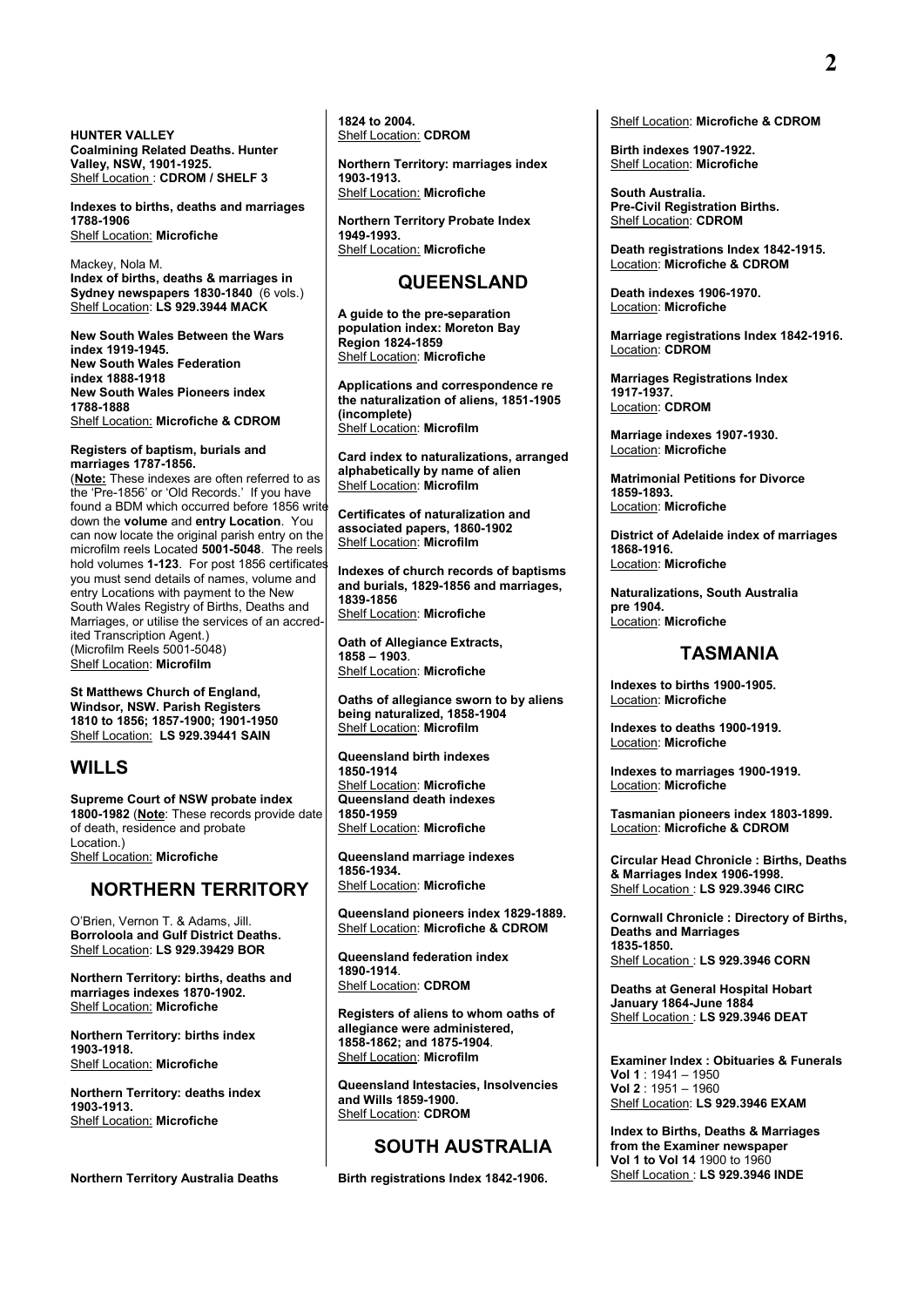**HUNTER VALLEY**
**Coalmining Related Deaths. Hunter Valley, NSW, 1901-1925.**
Shelf Location : **CDROM / SHELF 3**

**Indexes to births, deaths and marriages 1788-1906**
Shelf Location: **Microfiche**

Mackey, Nola M.
**Index of births, deaths & marriages in Sydney newspapers 1830-1840** (6 vols.)
Shelf Location: **LS 929.3944 MACK**

**New South Wales Between the Wars index 1919-1945.**
**New South Wales Federation index 1888-1918**
**New South Wales Pioneers index 1788-1888**
Shelf Location: **Microfiche & CDROM**

**Registers of baptism, burials and marriages 1787-1856.**
(**Note:** These indexes are often referred to as the 'Pre-1856' or 'Old Records.' If you have found a BDM which occurred before 1856 write down the **volume** and **entry Location**. You can now locate the original parish entry on the microfilm reels Located **5001-5048**. The reels hold volumes **1-123**. For post 1856 certificates you must send details of names, volume and entry Locations with payment to the New South Wales Registry of Births, Deaths and Marriages, or utilise the services of an accredited Transcription Agent.)
(Microfilm Reels 5001-5048)
Shelf Location: **Microfilm**

**St Matthews Church of England, Windsor, NSW. Parish Registers 1810 to 1856; 1857-1900; 1901-1950**
Shelf Location: **LS 929.39441 SAIN**

## WILLS

**Supreme Court of NSW probate index 1800-1982** (**Note**: These records provide date of death, residence and probate Location.)
Shelf Location: **Microfiche**

## NORTHERN TERRITORY

O'Brien, Vernon T. & Adams, Jill.
**Borroloola and Gulf District Deaths.**
Shelf Location: **LS 929.39429 BOR**

**Northern Territory: births, deaths and marriages indexes 1870-1902.**
Shelf Location: **Microfiche**

**Northern Territory: births index 1903-1918.**
Shelf Location: **Microfiche**

**Northern Territory: deaths index 1903-1913.**
Shelf Location: **Microfiche**

**Northern Territory Australia Deaths 1824 to 2004.**
Shelf Location: **CDROM**

**Northern Territory: marriages index 1903-1913.**
Shelf Location: **Microfiche**

**Northern Territory Probate Index 1949-1993.**
Shelf Location: **Microfiche**

## QUEENSLAND

**A guide to the pre-separation population index: Moreton Bay Region 1824-1859**
Shelf Location: **Microfiche**

**Applications and correspondence re the naturalization of aliens, 1851-1905 (incomplete)**
Shelf Location: **Microfilm**

**Card index to naturalizations, arranged alphabetically by name of alien**
Shelf Location: **Microfilm**

**Certificates of naturalization and associated papers, 1860-1902**
Shelf Location: **Microfilm**

**Indexes of church records of baptisms and burials, 1829-1856 and marriages, 1839-1856**
Shelf Location: **Microfiche**

**Oath of Allegiance Extracts, 1858 – 1903**.
Shelf Location: **Microfiche**

**Oaths of allegiance sworn to by aliens being naturalized, 1858-1904**
Shelf Location: **Microfilm**

**Queensland birth indexes 1850-1914**
Shelf Location: **Microfiche**
**Queensland death indexes 1850-1959**
Shelf Location: **Microfiche**

**Queensland marriage indexes 1856-1934.**
Shelf Location: **Microfiche**

**Queensland pioneers index 1829-1889.**
Shelf Location: **Microfiche & CDROM**

**Queensland federation index 1890-1914**.
Shelf Location: **CDROM**

**Registers of aliens to whom oaths of allegiance were administered, 1858-1862; and 1875-1904**.
Shelf Location: **Microfilm**

**Queensland Intestacies, Insolvencies and Wills 1859-1900.**
Shelf Location: **CDROM**

## SOUTH AUSTRALIA

**Birth registrations Index 1842-1906.**
Shelf Location: **Microfiche & CDROM**

**Birth indexes 1907-1922.**
Shelf Location: **Microfiche**

**South Australia. Pre-Civil Registration Births.**
Shelf Location: **CDROM**

**Death registrations Index 1842-1915.**
Location: **Microfiche & CDROM**

**Death indexes 1906-1970.**
Location: **Microfiche**

**Marriage registrations Index 1842-1916.**
Location: **CDROM**

**Marriages Registrations Index 1917-1937.**
Location: **CDROM**

**Marriage indexes 1907-1930.**
Location: **Microfiche**

**Matrimonial Petitions for Divorce 1859-1893.**
Location: **Microfiche**

**District of Adelaide index of marriages 1868-1916.**
Location: **Microfiche**

**Naturalizations, South Australia pre 1904.**
Location: **Microfiche**

## TASMANIA

**Indexes to births 1900-1905.**
Location: **Microfiche**

**Indexes to deaths 1900-1919.**
Location: **Microfiche**

**Indexes to marriages 1900-1919.**
Location: **Microfiche**

**Tasmanian pioneers index 1803-1899.**
Location: **Microfiche & CDROM**

**Circular Head Chronicle : Births, Deaths & Marriages Index 1906-1998.**
Shelf Location : **LS 929.3946 CIRC**

**Cornwall Chronicle : Directory of Births, Deaths and Marriages 1835-1850.**
Shelf Location : **LS 929.3946 CORN**

**Deaths at General Hospital Hobart January 1864-June 1884**
Shelf Location : **LS 929.3946 DEAT**

**Examiner Index : Obituaries & Funerals**
**Vol 1** : 1941 – 1950
**Vol 2** : 1951 – 1960
Shelf Location: **LS 929.3946 EXAM**

**Index to Births, Deaths & Marriages from the Examiner newspaper**
**Vol 1 to Vol 14** 1900 to 1960
Shelf Location : **LS 929.3946 INDE**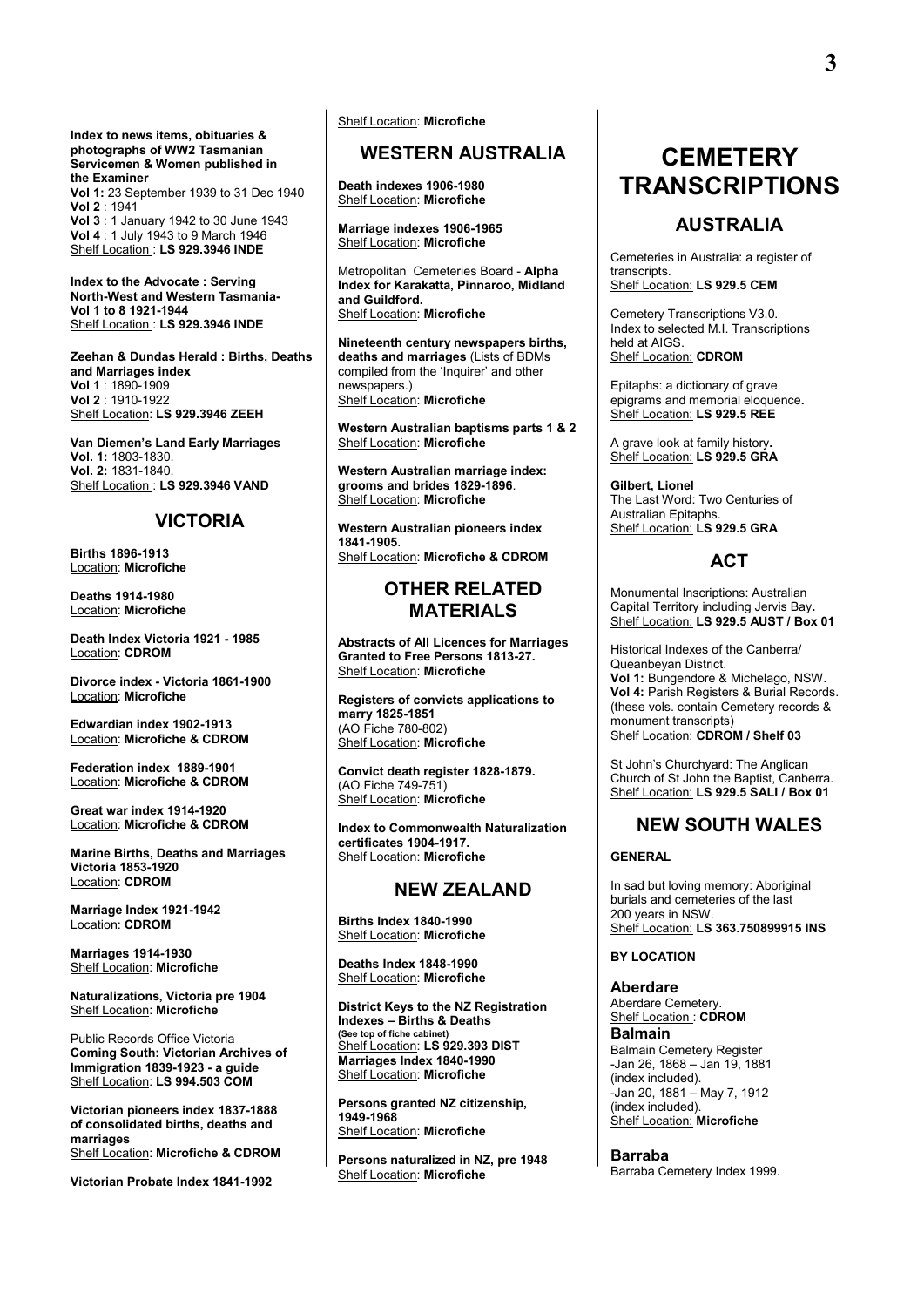**Index to news items, obituaries & photographs of WW2 Tasmanian Servicemen & Women published in the Examiner**
**Vol 1:** 23 September 1939 to 31 Dec 1940
**Vol 2** : 1941
**Vol 3** : 1 January 1942 to 30 June 1943
**Vol 4** : 1 July 1943 to 9 March 1946
Shelf Location : **LS 929.3946 INDE**

**Index to the Advocate : Serving North-West and Western Tasmania- Vol 1 to 8 1921-1944**
Shelf Location : **LS 929.3946 INDE**

**Zeehan & Dundas Herald : Births, Deaths and Marriages index**
**Vol 1** : 1890-1909
**Vol 2** : 1910-1922
Shelf Location: **LS 929.3946 ZEEH**

**Van Diemen's Land Early Marriages**
**Vol. 1:** 1803-1830.
**Vol. 2:** 1831-1840.
Shelf Location : **LS 929.3946 VAND**

## VICTORIA

**Births 1896-1913**
Location: **Microfiche**

**Deaths 1914-1980**
Location: **Microfiche**

**Death Index Victoria 1921 - 1985**
Location: **CDROM**

**Divorce index - Victoria 1861-1900**
Location: **Microfiche**

**Edwardian index 1902-1913**
Location: **Microfiche & CDROM**

**Federation index 1889-1901**
Location: **Microfiche & CDROM**

**Great war index 1914-1920**
Location: **Microfiche & CDROM**

**Marine Births, Deaths and Marriages Victoria 1853-1920**
Location: **CDROM**

**Marriage Index 1921-1942**
Location: **CDROM**

**Marriages 1914-1930**
Shelf Location: **Microfiche**

**Naturalizations, Victoria pre 1904**
Shelf Location: **Microfiche**

Public Records Office Victoria
**Coming South: Victorian Archives of Immigration 1839-1923 - a guide**
Shelf Location: **LS 994.503 COM**

**Victorian pioneers index 1837-1888 of consolidated births, deaths and marriages**
Shelf Location: **Microfiche & CDROM**

**Victorian Probate Index 1841-1992**
Shelf Location: **Microfiche**

## WESTERN AUSTRALIA

**Death indexes 1906-1980**
Shelf Location: **Microfiche**

**Marriage indexes 1906-1965**
Shelf Location: **Microfiche**

Metropolitan Cemeteries Board - **Alpha Index for Karakatta, Pinnaroo, Midland and Guildford.**
Shelf Location: **Microfiche**

**Nineteenth century newspapers births, deaths and marriages** (Lists of BDMs compiled from the 'Inquirer' and other newspapers.)
Shelf Location: **Microfiche**

**Western Australian baptisms parts 1 & 2**
Shelf Location: **Microfiche**

**Western Australian marriage index: grooms and brides 1829-1896**.
Shelf Location: **Microfiche**

**Western Australian pioneers index 1841-1905**.
Shelf Location: **Microfiche & CDROM**

## OTHER RELATED MATERIALS

**Abstracts of All Licences for Marriages Granted to Free Persons 1813-27.**
Shelf Location: **Microfiche**

**Registers of convicts applications to marry 1825-1851**
(AO Fiche 780-802)
Shelf Location: **Microfiche**

**Convict death register 1828-1879.**
(AO Fiche 749-751)
Shelf Location: **Microfiche**

**Index to Commonwealth Naturalization certificates 1904-1917.**
Shelf Location: **Microfiche**

## NEW ZEALAND

**Births Index 1840-1990**
Shelf Location: **Microfiche**

**Deaths Index 1848-1990**
Shelf Location: **Microfiche**

**District Keys to the NZ Registration Indexes – Births & Deaths**
**(See top of fiche cabinet)**
Shelf Location: **LS 929.393 DIST**
**Marriages Index 1840-1990**
Shelf Location: **Microfiche**

**Persons granted NZ citizenship, 1949-1968**
Shelf Location: **Microfiche**

**Persons naturalized in NZ, pre 1948**
Shelf Location: **Microfiche**

# CEMETERY TRANSCRIPTIONS

## AUSTRALIA

Cemeteries in Australia: a register of transcripts.
Shelf Location: **LS 929.5 CEM**

Cemetery Transcriptions V3.0. Index to selected M.I. Transcriptions held at AIGS.
Shelf Location: **CDROM**

Epitaphs: a dictionary of grave epigrams and memorial eloquence**.**
Shelf Location: **LS 929.5 REE**

A grave look at family history**.**
Shelf Location: **LS 929.5 GRA**

**Gilbert, Lionel**
The Last Word: Two Centuries of Australian Epitaphs.
Shelf Location: **LS 929.5 GRA**

## ACT

Monumental Inscriptions: Australian Capital Territory including Jervis Bay**.**
Shelf Location: **LS 929.5 AUST / Box 01**

Historical Indexes of the Canberra/ Queanbeyan District.
**Vol 1:** Bungendore & Michelago, NSW.
**Vol 4:** Parish Registers & Burial Records. (these vols. contain Cemetery records & monument transcripts)
Shelf Location: **CDROM / Shelf 03**

St John's Churchyard: The Anglican Church of St John the Baptist, Canberra.
Shelf Location: **LS 929.5 SALI / Box 01**

## NEW SOUTH WALES

**GENERAL**

In sad but loving memory: Aboriginal burials and cemeteries of the last 200 years in NSW.
Shelf Location: **LS 363.750899915 INS**

**BY LOCATION**

### Aberdare
Aberdare Cemetery.
Shelf Location : **CDROM**

### Balmain
Balmain Cemetery Register
-Jan 26, 1868 – Jan 19, 1881 (index included).
-Jan 20, 1881 – May 7, 1912 (index included).
Shelf Location: **Microfiche**

### Barraba
Barraba Cemetery Index 1999.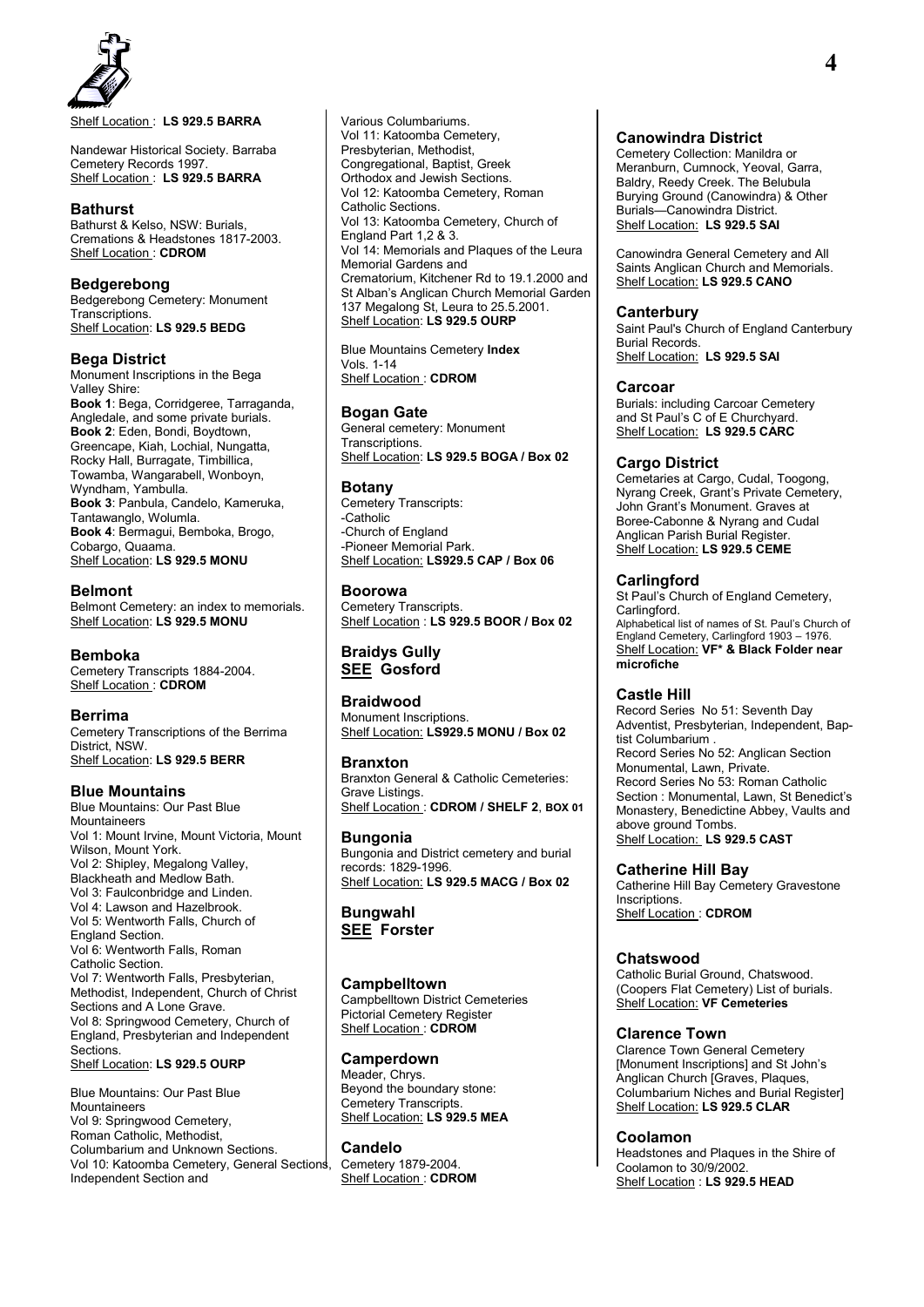Shelf Location : **LS 929.5 BARRA**

Nandewar Historical Society. Barraba Cemetery Records 1997.
Shelf Location : **LS 929.5 BARRA**

### Bathurst

Bathurst & Kelso, NSW: Burials, Cremations & Headstones 1817-2003.
Shelf Location : **CDROM**

### Bedgerebong

Bedgerebong Cemetery: Monument Transcriptions.
Shelf Location: **LS 929.5 BEDG**

### Bega District

Monument Inscriptions in the Bega Valley Shire:
**Book 1**: Bega, Corridgeree, Tarraganda, Angledale, and some private burials.
**Book 2**: Eden, Bondi, Boydtown, Greencape, Kiah, Lochial, Nungatta, Rocky Hall, Burragate, Timbillica, Towamba, Wangarabell, Wonboyn, Wyndham, Yambulla.
**Book 3**: Panbula, Candelo, Kameruka, Tantawanglo, Wolumla.
**Book 4**: Bermagui, Bemboka, Brogo, Cobargo, Quaama.
Shelf Location: **LS 929.5 MONU**

### Belmont

Belmont Cemetery: an index to memorials.
Shelf Location: **LS 929.5 MONU**

### Bemboka

Cemetery Transcripts 1884-2004.
Shelf Location : **CDROM**

### Berrima

Cemetery Transcriptions of the Berrima District, NSW.
Shelf Location: **LS 929.5 BERR**

### Blue Mountains

Blue Mountains: Our Past Blue Mountaineers
Vol 1: Mount Irvine, Mount Victoria, Mount Wilson, Mount York.
Vol 2: Shipley, Megalong Valley, Blackheath and Medlow Bath.
Vol 3: Faulconbridge and Linden.
Vol 4: Lawson and Hazelbrook.
Vol 5: Wentworth Falls, Church of England Section.
Vol 6: Wentworth Falls, Roman Catholic Section.
Vol 7: Wentworth Falls, Presbyterian, Methodist, Independent, Church of Christ Sections and A Lone Grave.
Vol 8: Springwood Cemetery, Church of England, Presbyterian and Independent Sections.
Shelf Location: **LS 929.5 OURP**

Blue Mountains: Our Past Blue Mountaineers
Vol 9: Springwood Cemetery, Roman Catholic, Methodist, Columbarium and Unknown Sections.
Vol 10: Katoomba Cemetery, General Sections, Independent Section and Various Columbariums.
Vol 11: Katoomba Cemetery, Presbyterian, Methodist, Congregational, Baptist, Greek Orthodox and Jewish Sections.
Vol 12: Katoomba Cemetery, Roman Catholic Sections.
Vol 13: Katoomba Cemetery, Church of England Part 1,2 & 3.
Vol 14: Memorials and Plaques of the Leura Memorial Gardens and Crematorium, Kitchener Rd to 19.1.2000 and St Alban's Anglican Church Memorial Garden 137 Megalong St, Leura to 25.5.2001.
Shelf Location: **LS 929.5 OURP**

Blue Mountains Cemetery **Index** Vols. 1-14
Shelf Location : **CDROM**

### Bogan Gate

General cemetery: Monument Transcriptions.
Shelf Location: **LS 929.5 BOGA / Box 02**

### Botany

Cemetery Transcripts:
-Catholic
-Church of England
-Pioneer Memorial Park.
Shelf Location: **LS929.5 CAP / Box 06**

### Boorowa

Cemetery Transcripts.
Shelf Location : **LS 929.5 BOOR / Box 02**

### Braidys Gully

**SEE Gosford**

### Braidwood

Monument Inscriptions.
Shelf Location: **LS929.5 MONU / Box 02**

### Branxton

Branxton General & Catholic Cemeteries: Grave Listings.
Shelf Location : **CDROM / SHELF 2**, **BOX 01**

### Bungonia

Bungonia and District cemetery and burial records: 1829-1996.
Shelf Location: **LS 929.5 MACG / Box 02**

### Bungwahl

**SEE Forster**

### Campbelltown

Campbelltown District Cemeteries Pictorial Cemetery Register
Shelf Location : **CDROM**

### Camperdown

Meader, Chrys.
Beyond the boundary stone: Cemetery Transcripts.
Shelf Location: **LS 929.5 MEA**

### Candelo

Cemetery 1879-2004.
Shelf Location : **CDROM**

### Canowindra District

Cemetery Collection: Manildra or Meranburn, Cumnock, Yeoval, Garra, Baldry, Reedy Creek. The Belubula Burying Ground (Canowindra) & Other Burials—Canowindra District.
Shelf Location: **LS 929.5 SAI**

Canowindra General Cemetery and All Saints Anglican Church and Memorials.
Shelf Location: **LS 929.5 CANO**

### Canterbury

Saint Paul's Church of England Canterbury Burial Records.
Shelf Location: **LS 929.5 SAI**

### Carcoar

Burials: including Carcoar Cemetery and St Paul's C of E Churchyard.
Shelf Location: **LS 929.5 CARC**

### Cargo District

Cemetaries at Cargo, Cudal, Toogong, Nyrang Creek, Grant's Private Cemetery, John Grant's Monument. Graves at Boree-Cabonne & Nyrang and Cudal Anglican Parish Burial Register.
Shelf Location: **LS 929.5 CEME**

### Carlingford

St Paul's Church of England Cemetery, Carlingford.
Alphabetical list of names of St. Paul's Church of England Cemetery, Carlingford 1903 – 1976.
Shelf Location: **VF* & Black Folder near microfiche**

### Castle Hill

Record Series No 51: Seventh Day Adventist, Presbyterian, Independent, Baptist Columbarium .
Record Series No 52: Anglican Section Monumental, Lawn, Private.
Record Series No 53: Roman Catholic Section : Monumental, Lawn, St Benedict's Monastery, Benedictine Abbey, Vaults and above ground Tombs.
Shelf Location: **LS 929.5 CAST**

### Catherine Hill Bay

Catherine Hill Bay Cemetery Gravestone Inscriptions.
Shelf Location : **CDROM**

### Chatswood

Catholic Burial Ground, Chatswood. (Coopers Flat Cemetery) List of burials.
Shelf Location: **VF Cemeteries**

### Clarence Town

Clarence Town General Cemetery [Monument Inscriptions] and St John's Anglican Church [Graves, Plaques, Columbarium Niches and Burial Register]
Shelf Location: **LS 929.5 CLAR**

### Coolamon

Headstones and Plaques in the Shire of Coolamon to 30/9/2002.
Shelf Location : **LS 929.5 HEAD**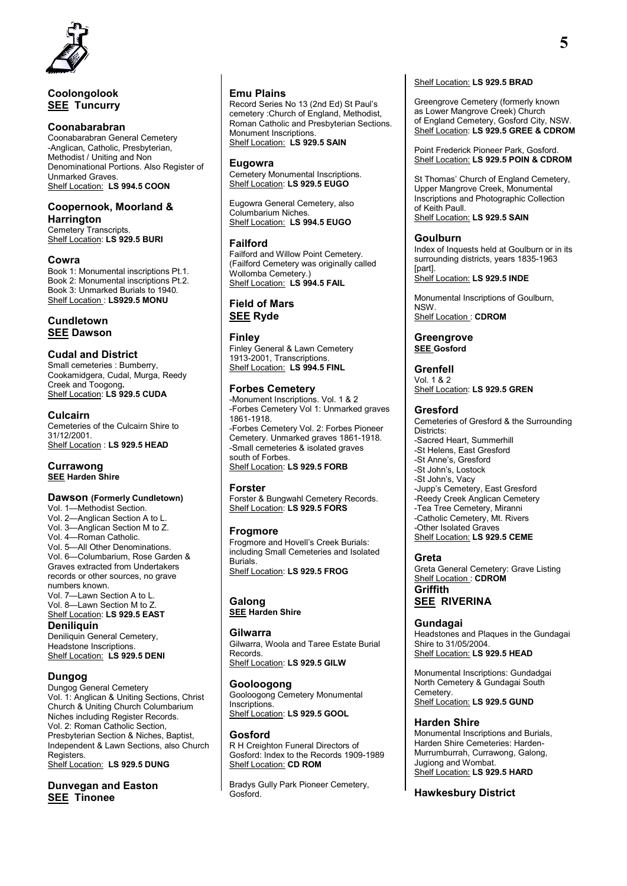### Coolongolook
**SEE Tuncurry**

### Coonabarabran
Coonabarabran General Cemetery -Anglican, Catholic, Presbyterian, Methodist / Uniting and Non Denominational Portions. Also Register of Unmarked Graves.
Shelf Location: **LS 994.5 COON**

### Coopernook, Moorland & Harrington
Cemetery Transcripts.
Shelf Location: **LS 929.5 BURI**

### Cowra
Book 1: Monumental inscriptions Pt.1.
Book 2: Monumental inscriptions Pt.2.
Book 3: Unmarked Burials to 1940.
Shelf Location : **LS929.5 MONU**

### Cundletown
**SEE Dawson**

### Cudal and District
Small cemeteries : Bumberry, Cookamidgera, Cudal, Murga, Reedy Creek and Toogong**.**
Shelf Location: **LS 929.5 CUDA**

### Culcairn
Cemeteries of the Culcairn Shire to 31/12/2001.
Shelf Location : **LS 929.5 HEAD**

### Currawong
**SEE Harden Shire**

### Dawson (Formerly Cundletown)
Vol. 1—Methodist Section.
Vol. 2—Anglican Section A to L.
Vol. 3—Anglican Section M to Z.
Vol. 4—Roman Catholic.
Vol. 5—All Other Denominations.
Vol. 6—Columbarium, Rose Garden & Graves extracted from Undertakers records or other sources, no grave numbers known.
Vol. 7—Lawn Section A to L.
Vol. 8—Lawn Section M to Z.
Shelf Location: **LS 929.5 EAST**

### Deniliquin
Deniliquin General Cemetery, Headstone Inscriptions.
Shelf Location: **LS 929.5 DENI**

### Dungog
Dungog General Cemetery
Vol. 1: Anglican & Uniting Sections, Christ Church & Uniting Church Columbarium Niches including Register Records.
Vol. 2: Roman Catholic Section, Presbyterian Section & Niches, Baptist, Independent & Lawn Sections, also Church Registers.
Shelf Location: **LS 929.5 DUNG**

### Dunvegan and Easton
**SEE Tinonee**

### Emu Plains
Record Series No 13 (2nd Ed) St Paul's cemetery :Church of England, Methodist, Roman Catholic and Presbyterian Sections. Monument Inscriptions.
Shelf Location: **LS 929.5 SAIN**

### Eugowra
Cemetery Monumental Inscriptions.
Shelf Location: **LS 929.5 EUGO**

Eugowra General Cemetery, also Columbarium Niches.
Shelf Location: **LS 994.5 EUGO**

### Failford
Failford and Willow Point Cemetery. (Failford Cemetery was originally called Wollomba Cemetery.)
Shelf Location: **LS 994.5 FAIL**

### Field of Mars
**SEE Ryde**

### Finley
Finley General & Lawn Cemetery 1913-2001, Transcriptions.
Shelf Location: **LS 994.5 FINL**

### Forbes Cemetery
-Monument Inscriptions. Vol. 1 & 2
-Forbes Cemetery Vol 1: Unmarked graves 1861-1918.
-Forbes Cemetery Vol. 2: Forbes Pioneer Cemetery. Unmarked graves 1861-1918.
-Small cemeteries & isolated graves south of Forbes.
Shelf Location: **LS 929.5 FORB**

### Forster
Forster & Bungwahl Cemetery Records.
Shelf Location: **LS 929.5 FORS**

### Frogmore
Frogmore and Hovell's Creek Burials: including Small Cemeteries and Isolated Burials.
Shelf Location: **LS 929.5 FROG**

### Galong
**SEE Harden Shire**

### Gilwarra
Gilwarra, Woola and Taree Estate Burial Records.
Shelf Location: **LS 929.5 GILW**

### Gooloogong
Gooloogong Cemetery Monumental Inscriptions.
Shelf Location: **LS 929.5 GOOL**

### Gosford
R H Creighton Funeral Directors of Gosford: Index to the Records 1909-1989
Shelf Location: **CD ROM**

Bradys Gully Park Pioneer Cemetery, Gosford.
Shelf Location: **LS 929.5 BRAD**

Greengrove Cemetery (formerly known as Lower Mangrove Creek) Church of England Cemetery, Gosford City, NSW.
Shelf Location: **LS 929.5 GREE & CDROM**

Point Frederick Pioneer Park, Gosford.
Shelf Location: **LS 929.5 POIN & CDROM**

St Thomas' Church of England Cemetery, Upper Mangrove Creek, Monumental Inscriptions and Photographic Collection of Keith Paull.
Shelf Location: **LS 929.5 SAIN**

### Goulburn
Index of Inquests held at Goulburn or in its surrounding districts, years 1835-1963 [part].
Shelf Location: **LS 929.5 INDE**

Monumental Inscriptions of Goulburn, NSW.
Shelf Location : **CDROM**

### Greengrove
**SEE Gosford**

### Grenfell
Vol. 1 & 2
Shelf Location: **LS 929.5 GREN**

### Gresford
Cemeteries of Gresford & the Surrounding Districts:
-Sacred Heart, Summerhill
-St Helens, East Gresford
-St Anne's, Gresford
-St John's, Lostock
-St John's, Vacy
-Jupp's Cemetery, East Gresford
-Reedy Creek Anglican Cemetery
-Tea Tree Cemetery, Miranni
-Catholic Cemetery, Mt. Rivers
-Other Isolated Graves
Shelf Location: **LS 929.5 CEME**

### Greta
Greta General Cemetery: Grave Listing
Shelf Location : **CDROM**

### Griffith
**SEE RIVERINA**

### Gundagai
Headstones and Plaques in the Gundagai Shire to 31/05/2004.
Shelf Location: **LS 929.5 HEAD**

Monumental Inscriptions: Gundadgai North Cemetery & Gundagai South Cemetery.
Shelf Location: **LS 929.5 GUND**

### Harden Shire
Monumental Inscriptions and Burials, Harden Shire Cemeteries: Harden-Murrumburrah, Currawong, Galong, Jugiong and Wombat.
Shelf Location: **LS 929.5 HARD**

### Hawkesbury District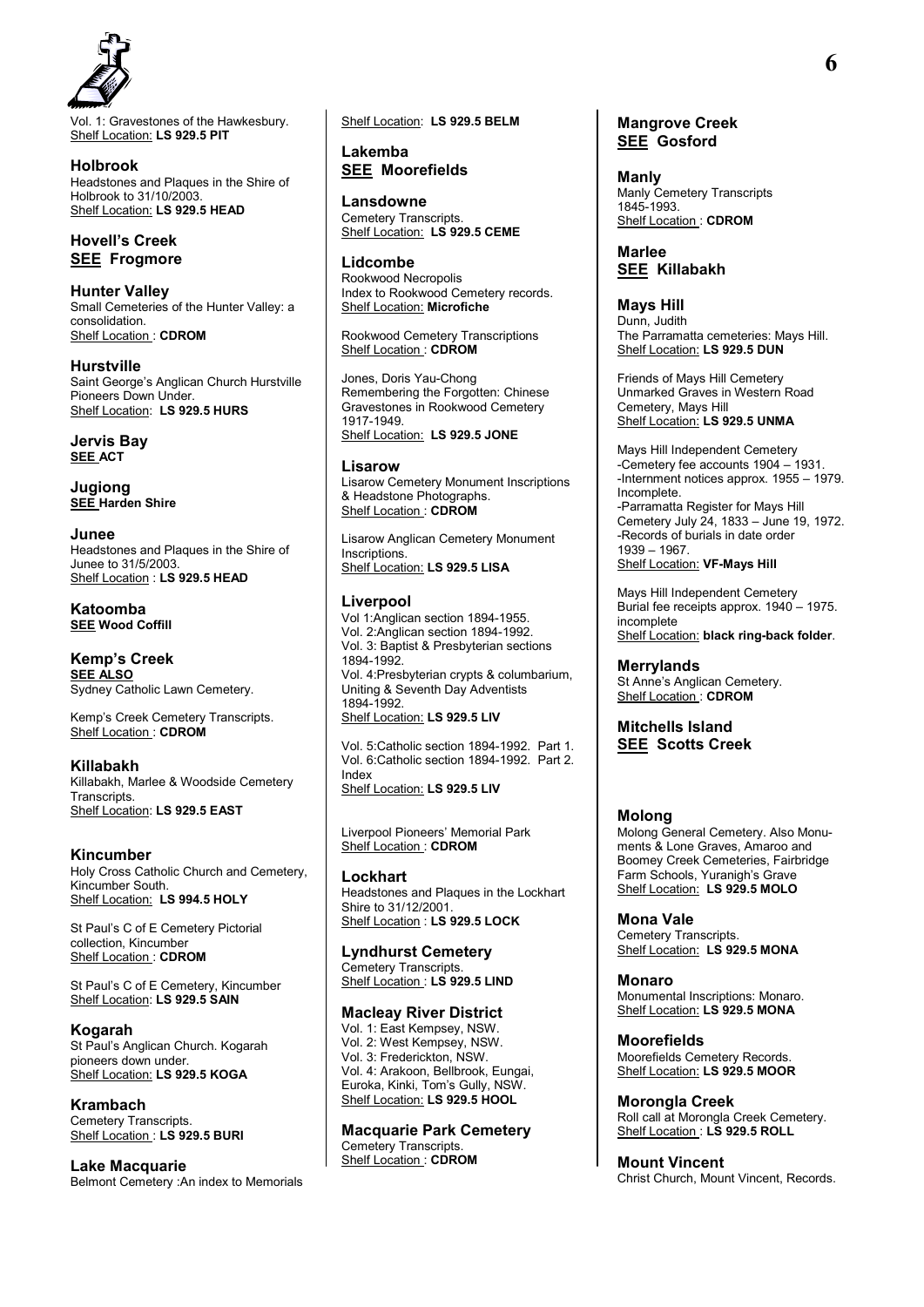Vol. 1: Gravestones of the Hawkesbury.
Shelf Location: **LS 929.5 PIT**

### Holbrook
Headstones and Plaques in the Shire of Holbrook to 31/10/2003.
Shelf Location: **LS 929.5 HEAD**

### Hovell's Creek
**SEE Frogmore**

### Hunter Valley
Small Cemeteries of the Hunter Valley: a consolidation.
Shelf Location : **CDROM**

### Hurstville
Saint George's Anglican Church Hurstville Pioneers Down Under.
Shelf Location: **LS 929.5 HURS**

### Jervis Bay
**SEE ACT**

### Jugiong
**SEE Harden Shire**

### Junee
Headstones and Plaques in the Shire of Junee to 31/5/2003.
Shelf Location : **LS 929.5 HEAD**

### Katoomba
**SEE Wood Coffill**

### Kemp's Creek
**SEE ALSO**
Sydney Catholic Lawn Cemetery.

Kemp's Creek Cemetery Transcripts.
Shelf Location : **CDROM**

### Killabakh
Killabakh, Marlee & Woodside Cemetery Transcripts.
Shelf Location: **LS 929.5 EAST**

### Kincumber
Holy Cross Catholic Church and Cemetery, Kincumber South.
Shelf Location: **LS 994.5 HOLY**

St Paul's C of E Cemetery Pictorial collection, Kincumber
Shelf Location : **CDROM**

St Paul's C of E Cemetery, Kincumber
Shelf Location: **LS 929.5 SAIN**

### Kogarah
St Paul's Anglican Church. Kogarah pioneers down under.
Shelf Location: **LS 929.5 KOGA**

### Krambach
Cemetery Transcripts.
Shelf Location : **LS 929.5 BURI**

### Lake Macquarie
Belmont Cemetery :An index to Memorials
Shelf Location: **LS 929.5 BELM**

### Lakemba
**SEE Moorefields**

### Lansdowne
Cemetery Transcripts.
Shelf Location: **LS 929.5 CEME**

### Lidcombe
Rookwood Necropolis
Index to Rookwood Cemetery records.
Shelf Location: **Microfiche**

Rookwood Cemetery Transcriptions
Shelf Location : **CDROM**

Jones, Doris Yau-Chong
Remembering the Forgotten: Chinese Gravestones in Rookwood Cemetery 1917-1949.
Shelf Location: **LS 929.5 JONE**

### Lisarow
Lisarow Cemetery Monument Inscriptions & Headstone Photographs.
Shelf Location : **CDROM**

Lisarow Anglican Cemetery Monument Inscriptions.
Shelf Location: **LS 929.5 LISA**

### Liverpool
Vol 1:Anglican section 1894-1955.
Vol. 2:Anglican section 1894-1992.
Vol. 3: Baptist & Presbyterian sections 1894-1992.
Vol. 4:Presbyterian crypts & columbarium, Uniting & Seventh Day Adventists 1894-1992.
Shelf Location: **LS 929.5 LIV**

Vol. 5:Catholic section 1894-1992. Part 1.
Vol. 6:Catholic section 1894-1992. Part 2.
Index
Shelf Location: **LS 929.5 LIV**

Liverpool Pioneers' Memorial Park
Shelf Location : **CDROM**

### Lockhart
Headstones and Plaques in the Lockhart Shire to 31/12/2001.
Shelf Location : **LS 929.5 LOCK**

### Lyndhurst Cemetery
Cemetery Transcripts.
Shelf Location : **LS 929.5 LIND**

### Macleay River District
Vol. 1: East Kempsey, NSW.
Vol. 2: West Kempsey, NSW.
Vol. 3: Frederickton, NSW.
Vol. 4: Arakoon, Bellbrook, Eungai, Euroka, Kinki, Tom's Gully, NSW.
Shelf Location: **LS 929.5 HOOL**

### Macquarie Park Cemetery
Cemetery Transcripts.
Shelf Location : **CDROM**

### Mangrove Creek
**SEE Gosford**

### Manly
Manly Cemetery Transcripts 1845-1993.
Shelf Location : **CDROM**

### Marlee
**SEE Killabakh**

### Mays Hill
Dunn, Judith
The Parramatta cemeteries: Mays Hill.
Shelf Location: **LS 929.5 DUN**

Friends of Mays Hill Cemetery
Unmarked Graves in Western Road Cemetery, Mays Hill
Shelf Location: **LS 929.5 UNMA**

Mays Hill Independent Cemetery
-Cemetery fee accounts 1904 – 1931.
-Internment notices approx. 1955 – 1979. Incomplete.
-Parramatta Register for Mays Hill Cemetery July 24, 1833 – June 19, 1972.
-Records of burials in date order 1939 – 1967.
Shelf Location: **VF-Mays Hill**

Mays Hill Independent Cemetery
Burial fee receipts approx. 1940 – 1975. incomplete
Shelf Location: **black ring-back folder**.

### Merrylands
St Anne's Anglican Cemetery.
Shelf Location : **CDROM**

### Mitchells Island
**SEE Scotts Creek**

### Molong
Molong General Cemetery. Also Monuments & Lone Graves, Amaroo and Boomey Creek Cemeteries, Fairbridge Farm Schools, Yuranigh's Grave
Shelf Location: **LS 929.5 MOLO**

### Mona Vale
Cemetery Transcripts.
Shelf Location: **LS 929.5 MONA**

### Monaro
Monumental Inscriptions: Monaro.
Shelf Location: **LS 929.5 MONA**

### Moorefields
Moorefields Cemetery Records.
Shelf Location: **LS 929.5 MOOR**

### Morongla Creek
Roll call at Morongla Creek Cemetery.
Shelf Location : **LS 929.5 ROLL**

### Mount Vincent
Christ Church, Mount Vincent, Records.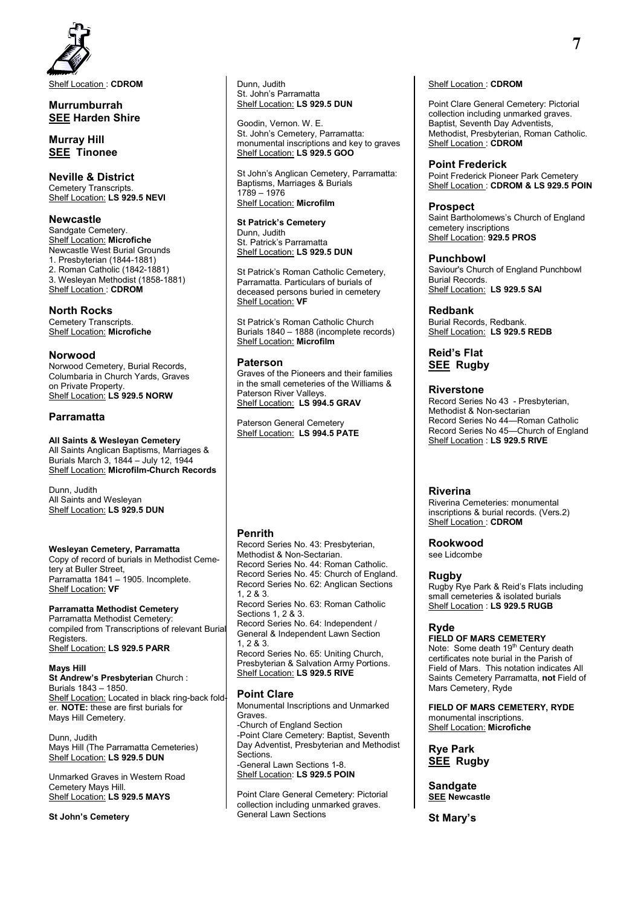Shelf Location : **CDROM**

## Murrumburrah
**SEE Harden Shire**

## Murray Hill
**SEE Tinonee**

## Neville & District
Cemetery Transcripts.
Shelf Location: **LS 929.5 NEVI**

## Newcastle
Sandgate Cemetery.
Shelf Location: **Microfiche**
Newcastle West Burial Grounds
1. Presbyterian (1844-1881)
2. Roman Catholic (1842-1881)
3. Wesleyan Methodist (1858-1881)
Shelf Location : **CDROM**

## North Rocks
Cemetery Transcripts.
Shelf Location: **Microfiche**

## Norwood
Norwood Cemetery, Burial Records, Columbaria in Church Yards, Graves on Private Property.
Shelf Location: **LS 929.5 NORW**

## Parramatta

**All Saints & Wesleyan Cemetery**
All Saints Anglican Baptisms, Marriages & Burials March 3, 1844 – July 12, 1944
Shelf Location: **Microfilm-Church Records**

Dunn, Judith
All Saints and Wesleyan
Shelf Location: **LS 929.5 DUN**

**Wesleyan Cemetery, Parramatta**
Copy of record of burials in Methodist Cemetery at Buller Street,
Parramatta 1841 – 1905. Incomplete.
Shelf Location: **VF**

**Parramatta Methodist Cemetery**
Parramatta Methodist Cemetery: compiled from Transcriptions of relevant Burial Registers.
Shelf Location: **LS 929.5 PARR**

**Mays Hill**
**St Andrew's Presbyterian** Church : Burials 1843 – 1850.
Shelf Location: Located in black ring-back folder. **NOTE:** these are first burials for Mays Hill Cemetery.

Dunn, Judith
Mays Hill (The Parramatta Cemeteries)
Shelf Location: **LS 929.5 DUN**

Unmarked Graves in Western Road Cemetery Mays Hill.
Shelf Location: **LS 929.5 MAYS**

**St John's Cemetery**
Dunn, Judith
St. John's Parramatta
Shelf Location: **LS 929.5 DUN**

Goodin, Vernon. W. E.
St. John's Cemetery, Parramatta: monumental inscriptions and key to graves
Shelf Location: **LS 929.5 GOO**

St John's Anglican Cemetery, Parramatta: Baptisms, Marriages & Burials 1789 – 1976
Shelf Location: **Microfilm**

**St Patrick's Cemetery**
Dunn, Judith
St. Patrick's Parramatta
Shelf Location: **LS 929.5 DUN**

St Patrick's Roman Catholic Cemetery, Parramatta. Particulars of burials of deceased persons buried in cemetery
Shelf Location: **VF**

St Patrick's Roman Catholic Church Burials 1840 – 1888 (incomplete records)
Shelf Location: **Microfilm**

## Paterson
Graves of the Pioneers and their families in the small cemeteries of the Williams & Paterson River Valleys.
Shelf Location: **LS 994.5 GRAV**

Paterson General Cemetery
Shelf Location: **LS 994.5 PATE**

## Penrith
Record Series No. 43: Presbyterian, Methodist & Non-Sectarian.
Record Series No. 44: Roman Catholic.
Record Series No. 45: Church of England.
Record Series No. 62: Anglican Sections 1, 2 & 3.
Record Series No. 63: Roman Catholic Sections 1, 2 & 3.
Record Series No. 64: Independent / General & Independent Lawn Section 1, 2 & 3.
Record Series No. 65: Uniting Church, Presbyterian & Salvation Army Portions.
Shelf Location: **LS 929.5 RIVE**

## Point Clare
Monumental Inscriptions and Unmarked Graves.
-Church of England Section
-Point Clare Cemetery: Baptist, Seventh Day Adventist, Presbyterian and Methodist Sections.
-General Lawn Sections 1-8.
Shelf Location: **LS 929.5 POIN**

Point Clare General Cemetery: Pictorial collection including unmarked graves. General Lawn Sections
Shelf Location : **CDROM**

Point Clare General Cemetery: Pictorial collection including unmarked graves. Baptist, Seventh Day Adventists, Methodist, Presbyterian, Roman Catholic.
Shelf Location : **CDROM**

## Point Frederick
Point Frederick Pioneer Park Cemetery
Shelf Location : **CDROM & LS 929.5 POIN**

## Prospect
Saint Bartholomews's Church of England cemetery inscriptions
Shelf Location: **929.5 PROS**

## Punchbowl
Saviour's Church of England Punchbowl Burial Records.
Shelf Location: **LS 929.5 SAI**

## Redbank
Burial Records, Redbank.
Shelf Location: **LS 929.5 REDB**

## Reid's Flat
**SEE Rugby**

## Riverstone
Record Series No 43 - Presbyterian, Methodist & Non-sectarian
Record Series No 44—Roman Catholic
Record Series No 45—Church of England
Shelf Location : **LS 929.5 RIVE**

## Riverina
Riverina Cemeteries: monumental inscriptions & burial records. (Vers.2)
Shelf Location : **CDROM**

## Rookwood
see Lidcombe

## Rugby
Rugby Rye Park & Reid's Flats including small cemeteries & isolated burials
Shelf Location : **LS 929.5 RUGB**

## Ryde
**FIELD OF MARS CEMETERY**
Note: Some death 19th Century death certificates note burial in the Parish of Field of Mars. This notation indicates All Saints Cemetery Parramatta, **not** Field of Mars Cemetery, Ryde

**FIELD OF MARS CEMETERY, RYDE**
monumental inscriptions.
Shelf Location: **Microfiche**

## Rye Park
**SEE Rugby**

## Sandgate
**SEE Newcastle**

## St Mary's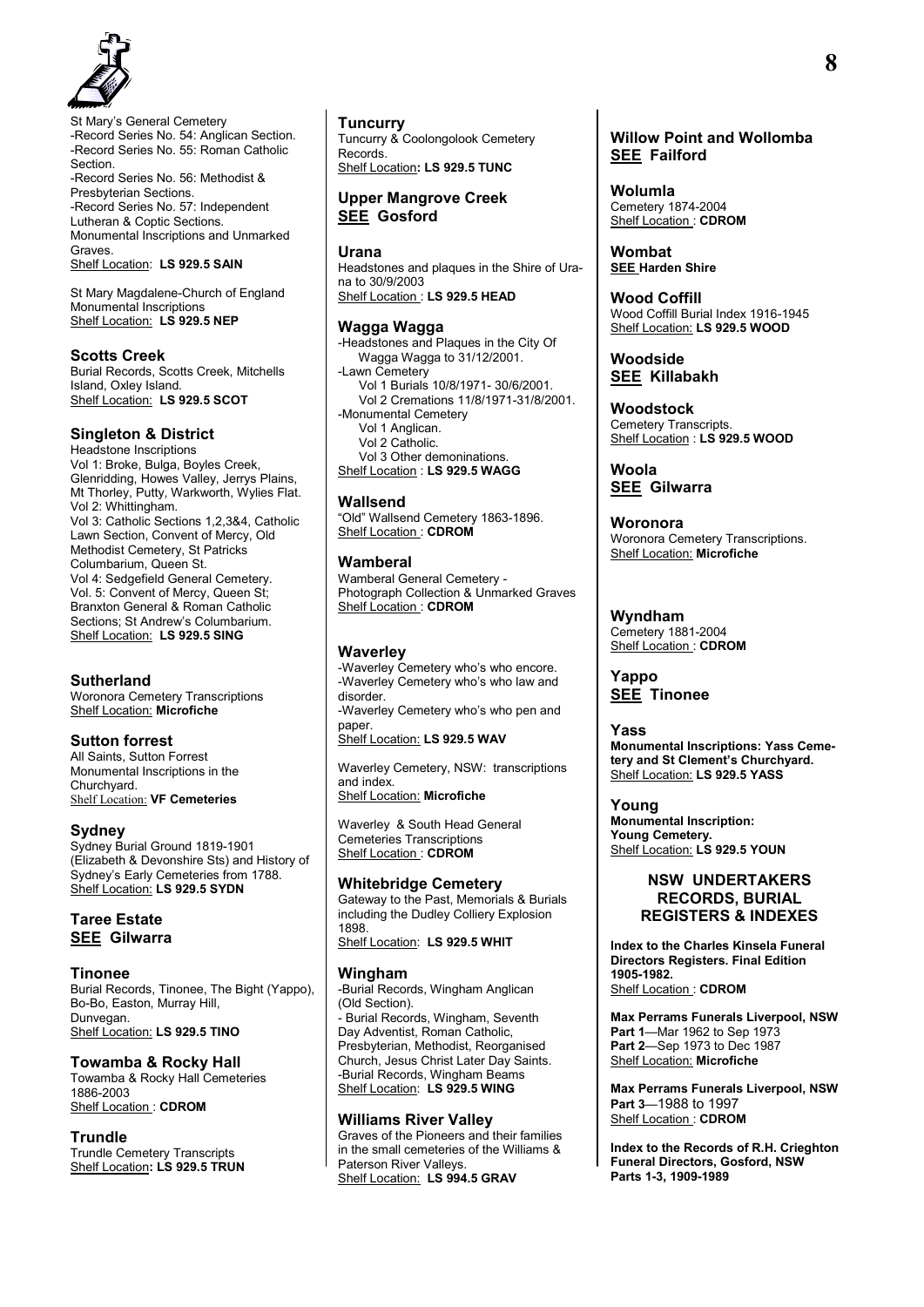St Mary's General Cemetery
-Record Series No. 54: Anglican Section.
-Record Series No. 55: Roman Catholic Section.
-Record Series No. 56: Methodist & Presbyterian Sections.
-Record Series No. 57: Independent Lutheran & Coptic Sections.
Monumental Inscriptions and Unmarked Graves.
Shelf Location: **LS 929.5 SAIN**

St Mary Magdalene-Church of England Monumental Inscriptions
Shelf Location: **LS 929.5 NEP**

### Scotts Creek
Burial Records, Scotts Creek, Mitchells Island, Oxley Island.
Shelf Location: **LS 929.5 SCOT**

### Singleton & District
Headstone Inscriptions
Vol 1: Broke, Bulga, Boyles Creek, Glenridding, Howes Valley, Jerrys Plains, Mt Thorley, Putty, Warkworth, Wylies Flat.
Vol 2: Whittingham.
Vol 3: Catholic Sections 1,2,3&4, Catholic Lawn Section, Convent of Mercy, Old Methodist Cemetery, St Patricks Columbarium, Queen St.
Vol 4: Sedgefield General Cemetery.
Vol. 5: Convent of Mercy, Queen St; Branxton General & Roman Catholic Sections; St Andrew's Columbarium.
Shelf Location: **LS 929.5 SING**

### Sutherland
Woronora Cemetery Transcriptions
Shelf Location: **Microfiche**

### Sutton forrest
All Saints, Sutton Forrest
Monumental Inscriptions in the Churchyard.
Shelf Location: **VF Cemeteries**

### Sydney
Sydney Burial Ground 1819-1901 (Elizabeth & Devonshire Sts) and History of Sydney's Early Cemeteries from 1788.
Shelf Location: **LS 929.5 SYDN**

### Taree Estate
**SEE Gilwarra**

### Tinonee
Burial Records, Tinonee, The Bight (Yappo), Bo-Bo, Easton, Murray Hill, Dunvegan.
Shelf Location: **LS 929.5 TINO**

### Towamba & Rocky Hall
Towamba & Rocky Hall Cemeteries 1886-2003
Shelf Location : **CDROM**

### Trundle
Trundle Cemetery Transcripts
Shelf Location**: LS 929.5 TRUN**

### Tuncurry
Tuncurry & Coolongolook Cemetery Records.
Shelf Location**: LS 929.5 TUNC**

### Upper Mangrove Creek
**SEE Gosford**

### Urana
Headstones and plaques in the Shire of Urana to 30/9/2003
Shelf Location : **LS 929.5 HEAD**

### Wagga Wagga
-Headstones and Plaques in the City Of Wagga Wagga to 31/12/2001.
-Lawn Cemetery
Vol 1 Burials 10/8/1971- 30/6/2001.
Vol 2 Cremations 11/8/1971-31/8/2001.
-Monumental Cemetery
Vol 1 Anglican.
Vol 2 Catholic.
Vol 3 Other demoninations.
Shelf Location : **LS 929.5 WAGG**

### Wallsend
"Old" Wallsend Cemetery 1863-1896.
Shelf Location : **CDROM**

### Wamberal
Wamberal General Cemetery - Photograph Collection & Unmarked Graves
Shelf Location : **CDROM**

### Waverley
-Waverley Cemetery who's who encore.
-Waverley Cemetery who's who law and disorder.
-Waverley Cemetery who's who pen and paper.
Shelf Location: **LS 929.5 WAV**

Waverley Cemetery, NSW: transcriptions and index.
Shelf Location: **Microfiche**

Waverley & South Head General Cemeteries Transcriptions
Shelf Location : **CDROM**

### Whitebridge Cemetery
Gateway to the Past, Memorials & Burials including the Dudley Colliery Explosion 1898.
Shelf Location: **LS 929.5 WHIT**

### Wingham
-Burial Records, Wingham Anglican (Old Section).
- Burial Records, Wingham, Seventh Day Adventist, Roman Catholic, Presbyterian, Methodist, Reorganised Church, Jesus Christ Later Day Saints.
-Burial Records, Wingham Beams
Shelf Location: **LS 929.5 WING**

### Williams River Valley
Graves of the Pioneers and their families in the small cemeteries of the Williams & Paterson River Valleys.
Shelf Location: **LS 994.5 GRAV**

### Willow Point and Wollomba
**SEE Failford**

### Wolumla
Cemetery 1874-2004
Shelf Location : **CDROM**

### Wombat
**SEE Harden Shire**

### Wood Coffill
Wood Coffill Burial Index 1916-1945
Shelf Location: **LS 929.5 WOOD**

### Woodside
**SEE Killabakh**

### Woodstock
Cemetery Transcripts.
Shelf Location : **LS 929.5 WOOD**

### Woola
**SEE Gilwarra**

### Woronora
Woronora Cemetery Transcriptions.
Shelf Location: **Microfiche**

### Wyndham
Cemetery 1881-2004
Shelf Location : **CDROM**

### Yappo
**SEE Tinonee**

### Yass
**Monumental Inscriptions: Yass Cemetery and St Clement's Churchyard.**
Shelf Location: **LS 929.5 YASS**

### Young
**Monumental Inscription: Young Cemetery.**
Shelf Location: **LS 929.5 YOUN**

## NSW UNDERTAKERS RECORDS, BURIAL REGISTERS & INDEXES

**Index to the Charles Kinsela Funeral Directors Registers. Final Edition 1905-1982.**
Shelf Location : **CDROM**

**Max Perrams Funerals Liverpool, NSW**
**Part 1**—Mar 1962 to Sep 1973
**Part 2**—Sep 1973 to Dec 1987
Shelf Location: **Microfiche**

**Max Perrams Funerals Liverpool, NSW**
**Part 3**—1988 to 1997
Shelf Location : **CDROM**

**Index to the Records of R.H. Crieghton Funeral Directors, Gosford, NSW Parts 1-3, 1909-1989**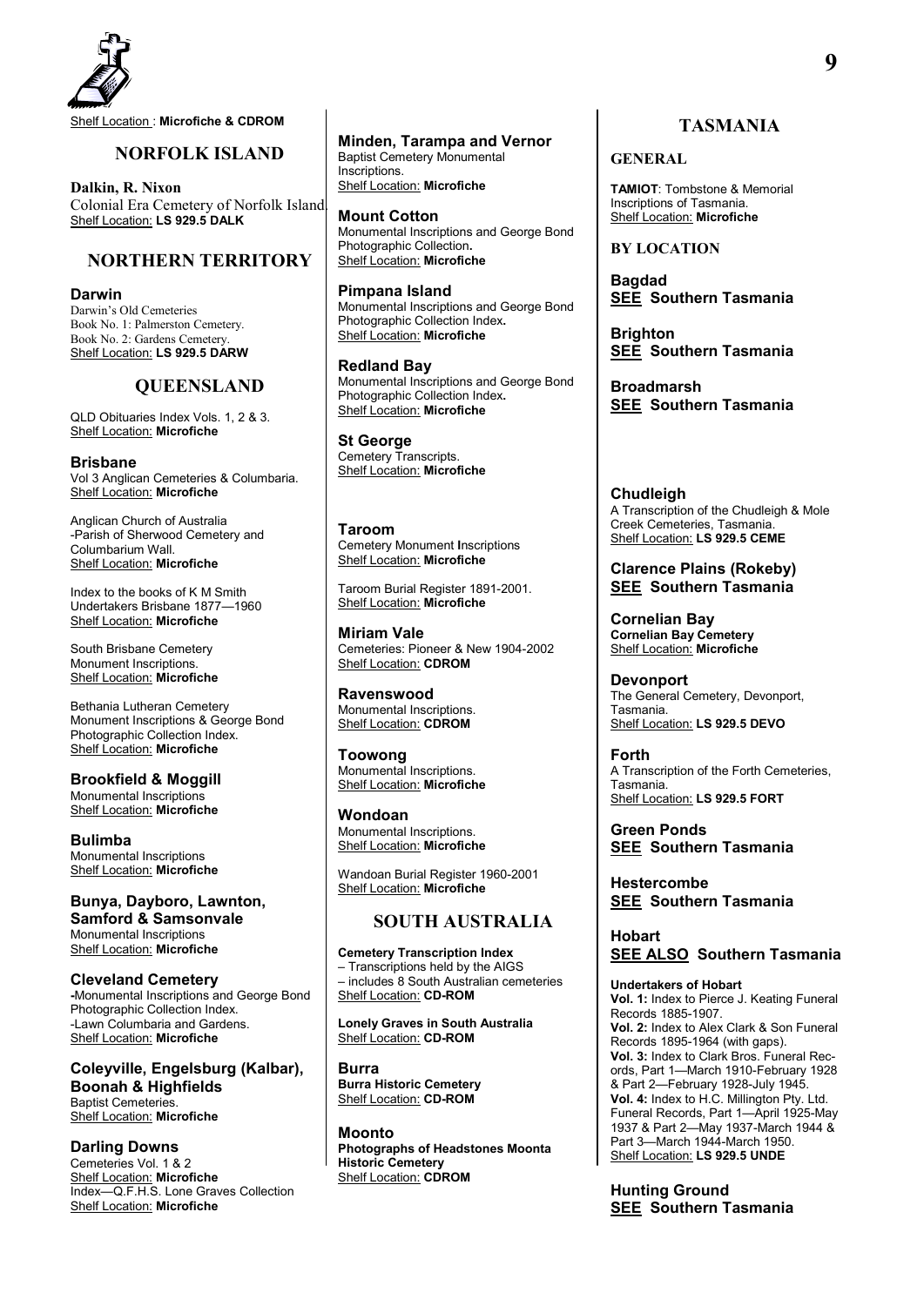Shelf Location : **Microfiche & CDROM**

## NORFOLK ISLAND

**Dalkin, R. Nixon**
Colonial Era Cemetery of Norfolk Island.
Shelf Location: **LS 929.5 DALK**

## NORTHERN TERRITORY

**Darwin**
Darwin's Old Cemeteries
Book No. 1: Palmerston Cemetery.
Book No. 2: Gardens Cemetery.
Shelf Location: **LS 929.5 DARW**

## QUEENSLAND

QLD Obituaries Index Vols. 1, 2 & 3.
Shelf Location: **Microfiche**

**Brisbane**
Vol 3 Anglican Cemeteries & Columbaria.
Shelf Location: **Microfiche**

Anglican Church of Australia
-Parish of Sherwood Cemetery and Columbarium Wall.
Shelf Location: **Microfiche**

Index to the books of K M Smith Undertakers Brisbane 1877—1960
Shelf Location: **Microfiche**

South Brisbane Cemetery
Monument Inscriptions.
Shelf Location: **Microfiche**

Bethania Lutheran Cemetery
Monument Inscriptions & George Bond Photographic Collection Index.
Shelf Location: **Microfiche**

**Brookfield & Moggill**
Monumental Inscriptions
Shelf Location: **Microfiche**

**Bulimba**
Monumental Inscriptions
Shelf Location: **Microfiche**

**Bunya, Dayboro, Lawnton, Samford & Samsonvale**
Monumental Inscriptions
Shelf Location: **Microfiche**

**Cleveland Cemetery**
-Monumental Inscriptions and George Bond Photographic Collection Index.
-Lawn Columbaria and Gardens.
Shelf Location: **Microfiche**

**Coleyville, Engelsburg (Kalbar), Boonah & Highfields**
Baptist Cemeteries.
Shelf Location: **Microfiche**

**Darling Downs**
Cemeteries Vol. 1 & 2
Shelf Location: **Microfiche**
Index—Q.F.H.S. Lone Graves Collection
Shelf Location: **Microfiche**

**Minden, Tarampa and Vernor**
Baptist Cemetery Monumental Inscriptions.
Shelf Location: **Microfiche**

**Mount Cotton**
Monumental Inscriptions and George Bond Photographic Collection**.**
Shelf Location: **Microfiche**

**Pimpana Island**
Monumental Inscriptions and George Bond Photographic Collection Index**.**
Shelf Location: **Microfiche**

**Redland Bay**
Monumental Inscriptions and George Bond Photographic Collection Index**.**
Shelf Location: **Microfiche**

**St George**
Cemetery Transcripts.
Shelf Location: **Microfiche**

**Taroom**
Cemetery Monument **I**nscriptions
Shelf Location: **Microfiche**

Taroom Burial Register 1891-2001.
Shelf Location: **Microfiche**

**Miriam Vale**
Cemeteries: Pioneer & New 1904-2002
Shelf Location: **CDROM**

**Ravenswood**
Monumental Inscriptions.
Shelf Location: **CDROM**

**Toowong**
Monumental Inscriptions.
Shelf Location: **Microfiche**

**Wondoan**
Monumental Inscriptions.
Shelf Location: **Microfiche**

Wandoan Burial Register 1960-2001
Shelf Location: **Microfiche**

## SOUTH AUSTRALIA

**Cemetery Transcription Index**
– Transcriptions held by the AIGS
– includes 8 South Australian cemeteries
Shelf Location: **CD-ROM**

**Lonely Graves in South Australia**
Shelf Location: **CD-ROM**

**Burra**
**Burra Historic Cemetery**
Shelf Location: **CD-ROM**

**Moonto**
**Photographs of Headstones Moonta Historic Cemetery**
Shelf Location: **CDROM**

## TASMANIA

### GENERAL

**TAMIOT**: Tombstone & Memorial Inscriptions of Tasmania.
Shelf Location: **Microfiche**

### BY LOCATION

**Bagdad**
**SEE Southern Tasmania**

**Brighton**
**SEE Southern Tasmania**

**Broadmarsh**
**SEE Southern Tasmania**

**Chudleigh**
A Transcription of the Chudleigh & Mole Creek Cemeteries, Tasmania.
Shelf Location: **LS 929.5 CEME**

**Clarence Plains (Rokeby)**
**SEE Southern Tasmania**

**Cornelian Bay**
**Cornelian Bay Cemetery**
Shelf Location: **Microfiche**

**Devonport**
The General Cemetery, Devonport, Tasmania.
Shelf Location: **LS 929.5 DEVO**

**Forth**
A Transcription of the Forth Cemeteries, Tasmania.
Shelf Location: **LS 929.5 FORT**

**Green Ponds**
**SEE Southern Tasmania**

**Hestercombe**
**SEE Southern Tasmania**

**Hobart**
**SEE ALSO Southern Tasmania**

**Undertakers of Hobart**
**Vol. 1:** Index to Pierce J. Keating Funeral Records 1885-1907.
**Vol. 2:** Index to Alex Clark & Son Funeral Records 1895-1964 (with gaps).
**Vol. 3:** Index to Clark Bros. Funeral Records, Part 1—March 1910-February 1928 & Part 2—February 1928-July 1945.
**Vol. 4:** Index to H.C. Millington Pty. Ltd. Funeral Records, Part 1—April 1925-May 1937 & Part 2—May 1937-March 1944 & Part 3—March 1944-March 1950.
Shelf Location: **LS 929.5 UNDE**

**Hunting Ground**
**SEE Southern Tasmania**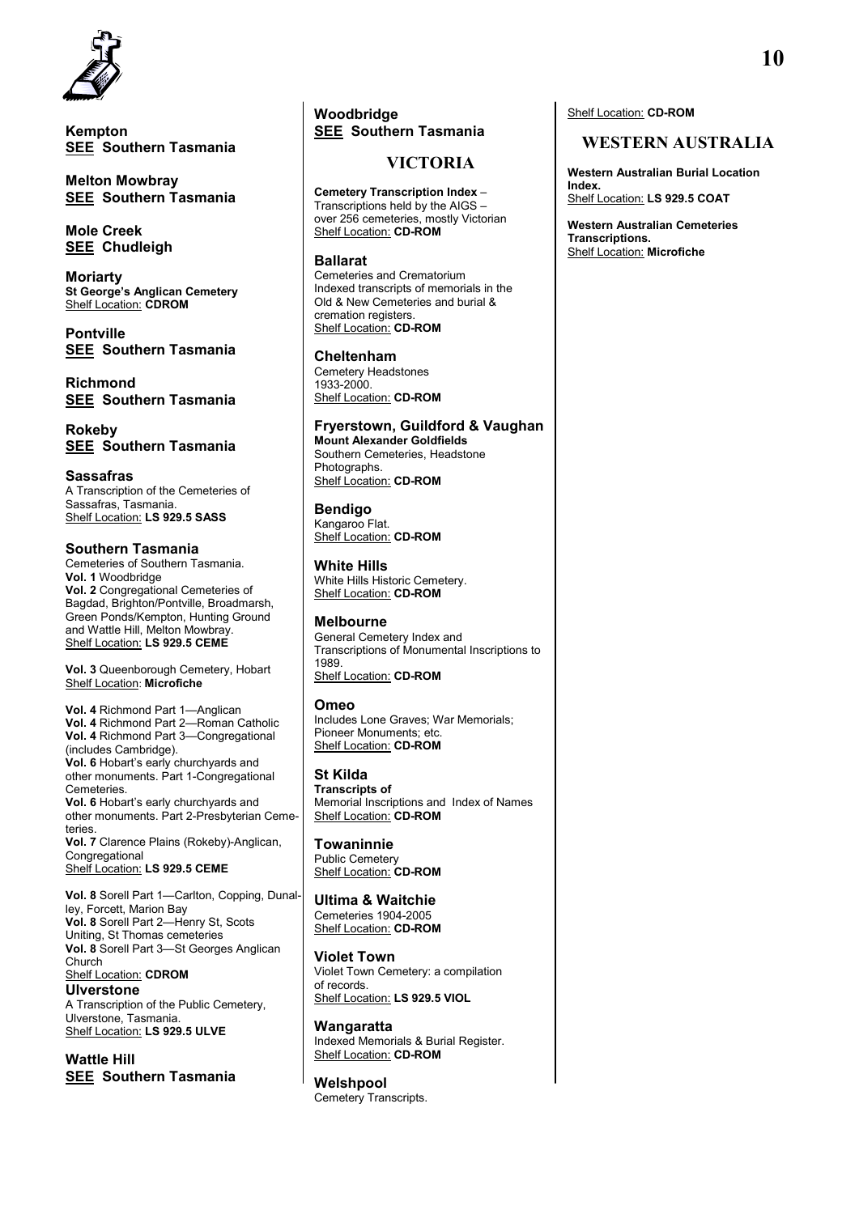**Kempton**
**SEE Southern Tasmania**

**Melton Mowbray**
**SEE Southern Tasmania**

**Mole Creek**
**SEE Chudleigh**

**Moriarty**
**St George's Anglican Cemetery**
Shelf Location: **CDROM**

**Pontville**
**SEE Southern Tasmania**

**Richmond**
**SEE Southern Tasmania**

**Rokeby**
**SEE Southern Tasmania**

**Sassafras**
A Transcription of the Cemeteries of Sassafras, Tasmania.
Shelf Location: **LS 929.5 SASS**

**Southern Tasmania**
Cemeteries of Southern Tasmania.
**Vol. 1** Woodbridge
**Vol. 2** Congregational Cemeteries of Bagdad, Brighton/Pontville, Broadmarsh, Green Ponds/Kempton, Hunting Ground and Wattle Hill, Melton Mowbray.
Shelf Location: **LS 929.5 CEME**

**Vol. 3** Queenborough Cemetery, Hobart
Shelf Location: **Microfiche**

**Vol. 4** Richmond Part 1—Anglican
**Vol. 4** Richmond Part 2—Roman Catholic
**Vol. 4** Richmond Part 3—Congregational (includes Cambridge).
**Vol. 6** Hobart's early churchyards and other monuments. Part 1-Congregational Cemeteries.
**Vol. 6** Hobart's early churchyards and other monuments. Part 2-Presbyterian Cemeteries.
**Vol. 7** Clarence Plains (Rokeby)-Anglican, Congregational
Shelf Location: **LS 929.5 CEME**

**Vol. 8** Sorell Part 1—Carlton, Copping, Dunalley, Forcett, Marion Bay
**Vol. 8** Sorell Part 2—Henry St, Scots Uniting, St Thomas cemeteries
**Vol. 8** Sorell Part 3—St Georges Anglican Church
Shelf Location: **CDROM**

**Ulverstone**
A Transcription of the Public Cemetery, Ulverstone, Tasmania.
Shelf Location: **LS 929.5 ULVE**

**Wattle Hill**
**SEE Southern Tasmania**

**Woodbridge**
**SEE Southern Tasmania**

## VICTORIA

**Cemetery Transcription Index** – Transcriptions held by the AIGS – over 256 cemeteries, mostly Victorian
Shelf Location: **CD-ROM**

**Ballarat**
Cemeteries and Crematorium
Indexed transcripts of memorials in the Old & New Cemeteries and burial & cremation registers.
Shelf Location: **CD-ROM**

**Cheltenham**
Cemetery Headstones
1933-2000.
Shelf Location: **CD-ROM**

**Fryerstown, Guildford & Vaughan**
**Mount Alexander Goldfields**
Southern Cemeteries, Headstone Photographs.
Shelf Location: **CD-ROM**

**Bendigo**
Kangaroo Flat.
Shelf Location: **CD-ROM**

**White Hills**
White Hills Historic Cemetery.
Shelf Location: **CD-ROM**

**Melbourne**
General Cemetery Index and Transcriptions of Monumental Inscriptions to 1989.
Shelf Location: **CD-ROM**

**Omeo**
Includes Lone Graves; War Memorials; Pioneer Monuments; etc.
Shelf Location: **CD-ROM**

**St Kilda**
**Transcripts of**
Memorial Inscriptions and Index of Names
Shelf Location: **CD-ROM**

**Towaninnie**
Public Cemetery
Shelf Location: **CD-ROM**

**Ultima & Waitchie**
Cemeteries 1904-2005
Shelf Location: **CD-ROM**

**Violet Town**
Violet Town Cemetery: a compilation of records.
Shelf Location: **LS 929.5 VIOL**

**Wangaratta**
Indexed Memorials & Burial Register.
Shelf Location: **CD-ROM**

**Welshpool**
Cemetery Transcripts.
Shelf Location: **CD-ROM**

## WESTERN AUSTRALIA

**Western Australian Burial Location Index.**
Shelf Location: **LS 929.5 COAT**

**Western Australian Cemeteries Transcriptions.**
Shelf Location: **Microfiche**